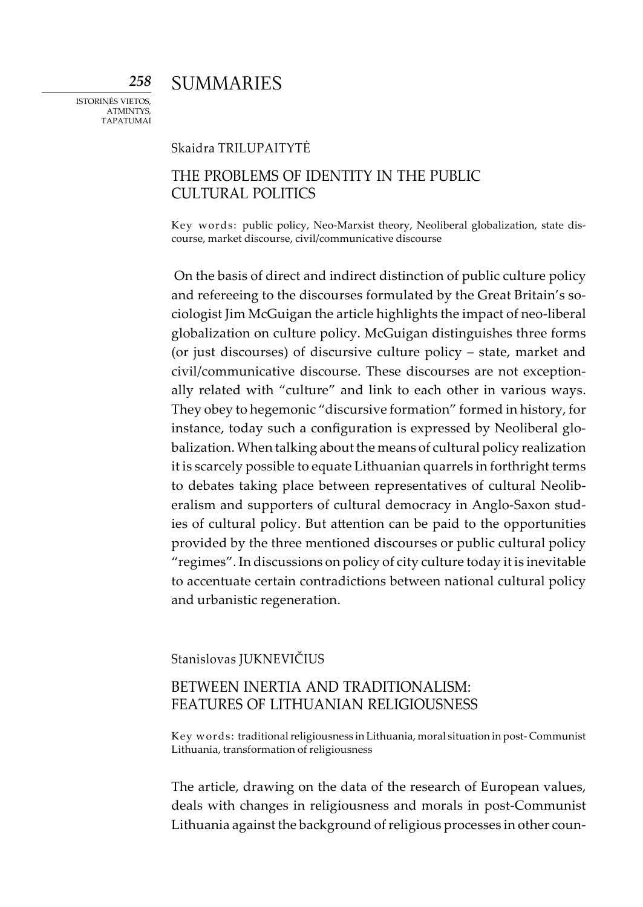# SUMMARIES

Skaidra TRILUPAITYTĖ

## THE PROBLEMS OF IDENTITY IN THE PUBLIC CULTURAL POLITICS

Key words: public policy, Neo-Marxist theory, Neoliberal globalization, state discourse, market discourse, civil/communicative discourse

On the basis of direct and indirect distinction of public culture policy and refereeing to the discourses formulated by the Great Britain's sociologist Jim McGuigan the article highlights the impact of neo-liberal globalization on culture policy. McGuigan distinguishes three forms (or just discourses) of discursive culture policy – state, market and civil/communicative discourse. These discourses are not exceptionally related with "culture" and link to each other in various ways. They obey to hegemonic "discursive formation" formed in history, for instance, today such a configuration is expressed by Neoliberal globalization. When talking about the means of cultural policy realization it is scarcely possible to equate Lithuanian quarrels in forthright terms to debates taking place between representatives of cultural Neoliberalism and supporters of cultural democracy in Anglo-Saxon studies of cultural policy. But attention can be paid to the opportunities provided by the three mentioned discourses or public cultural policy "regimes". In discussions on policy of city culture today it is inevitable to accentuate certain contradictions between national cultural policy and urbanistic regeneration.

Stanislovas JUKNEVIČIUS

## BETWEEN INERTIA AND TRADITIONALISM: FEATURES OF LITHUANIAN RELIGIOUSNESS

Key words: traditional religiousness in Lithuania, moral situation in post- Communist Lithuania, transformation of religiousness

The article, drawing on the data of the research of European values, deals with changes in religiousness and morals in post-Communist Lithuania against the background of religious processes in other coun-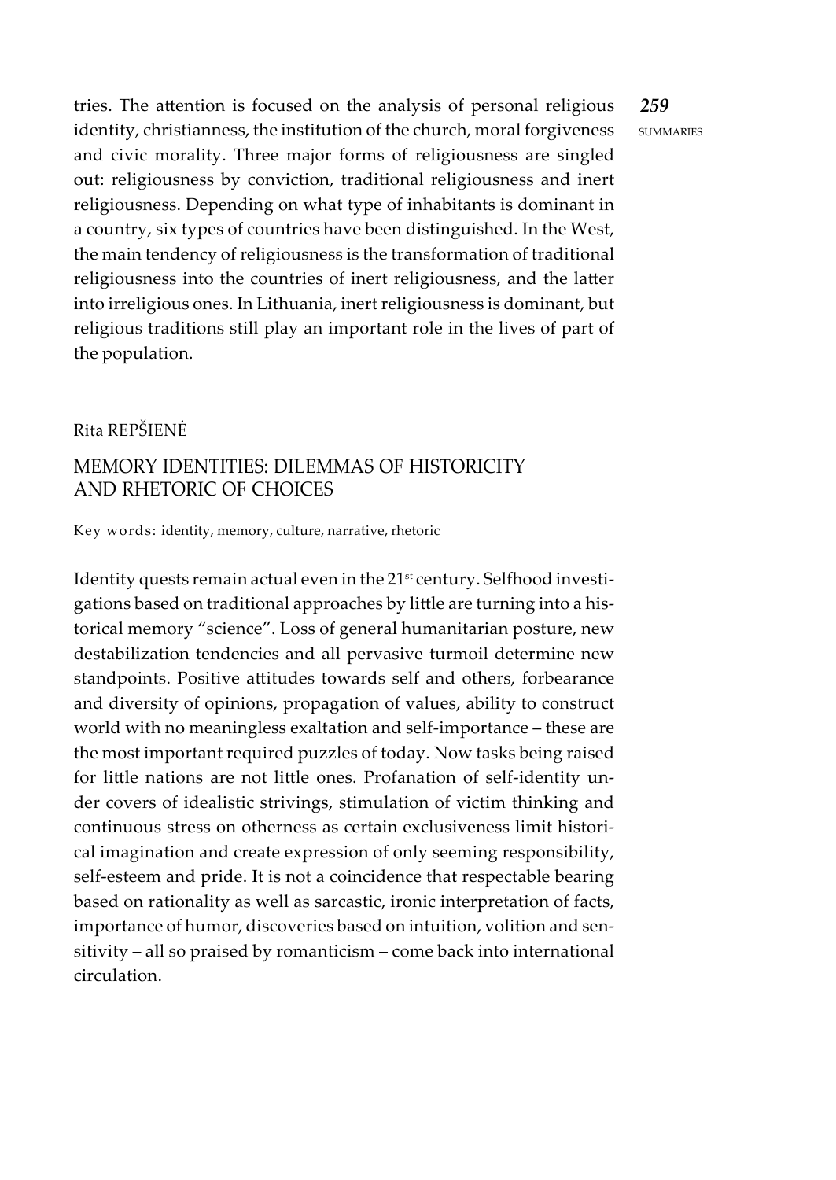tries. The attention is focused on the analysis of personal religious identity, christianness, the institution of the church, moral forgiveness and civic morality. Three major forms of religiousness are singled out: religiousness by conviction, traditional religiousness and inert religiousness. Depending on what type of inhabitants is dominant in a country, six types of countries have been distinguished. In the West, the main tendency of religiousness is the transformation of traditional religiousness into the countries of inert religiousness, and the latter into irreligious ones. In Lithuania, inert religiousness is dominant, but religious traditions still play an important role in the lives of part of the population.

Rita REPŠIENĖ

## MEMORY IDENTITIES: DILEMMAS OF HISTORICITY AND RHETORIC OF CHOICES

Key words: identity, memory, culture, narrative, rhetoric

Identity quests remain actual even in the 21st century. Selfhood investigations based on traditional approaches by little are turning into a historical memory "science". Loss of general humanitarian posture, new destabilization tendencies and all pervasive turmoil determine new standpoints. Positive attitudes towards self and others, forbearance and diversity of opinions, propagation of values, ability to construct world with no meaningless exaltation and self-importance – these are the most important required puzzles of today. Now tasks being raised for little nations are not little ones. Profanation of self-identity under covers of idealistic strivings, stimulation of victim thinking and continuous stress on otherness as certain exclusiveness limit historical imagination and create expression of only seeming responsibility, self-esteem and pride. It is not a coincidence that respectable bearing based on rationality as well as sarcastic, ironic interpretation of facts, importance of humor, discoveries based on intuition, volition and sensitivity – all so praised by romanticism – come back into international circulation.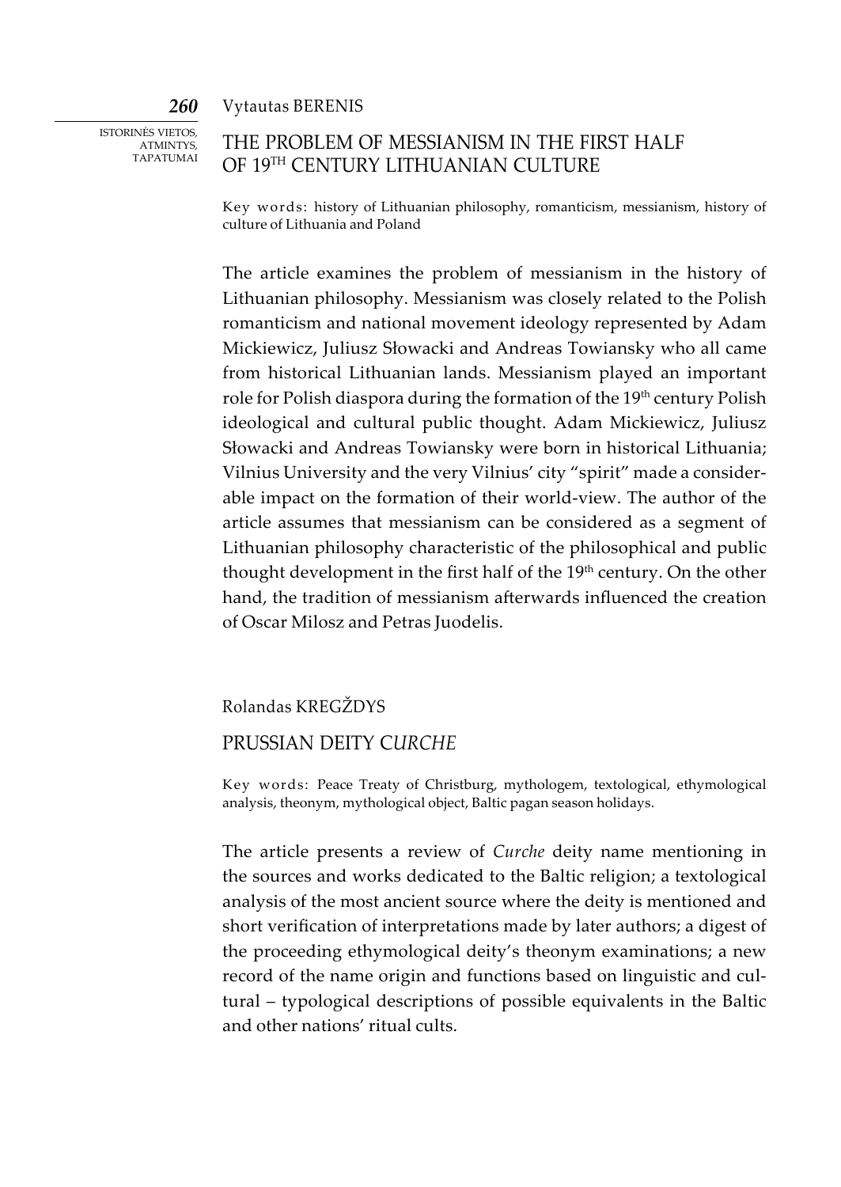Vytautas BERENIS

## THE PROBLEM OF MESSIANISM IN THE FIRST HALF OF 19TH CENTURY LITHUANIAN CULTURE

Key words: history of Lithuanian philosophy, romanticism, messianism, history of culture of Lithuania and Poland

The article examines the problem of messianism in the history of Lithuanian philosophy. Messianism was closely related to the Polish romanticism and national movement ideology represented by Adam Mickiewicz, Juliusz Słowacki and Andreas Towiansky who all came from historical Lithuanian lands. Messianism played an important role for Polish diaspora during the formation of the 19th century Polish ideological and cultural public thought. Adam Mickiewicz, Juliusz Słowacki and Andreas Towiansky were born in historical Lithuania; Vilnius University and the very Vilnius' city "spirit" made a considerable impact on the formation of their world-view. The author of the article assumes that messianism can be considered as a segment of Lithuanian philosophy characteristic of the philosophical and public thought development in the first half of the 19th century. On the other hand, the tradition of messianism afterwards influenced the creation of Oscar Milosz and Petras Juodelis.

Rolandas KREGŽDYS

## PRUSSIAN DEITY C*URCHE*

Key words: Peace Treaty of Christburg, mythologem, textological, ethymological analysis, theonym, mythological object, Baltic pagan season holidays.

The article presents a review of *Curche* deity name mentioning in the sources and works dedicated to the Baltic religion; a textological analysis of the most ancient source where the deity is mentioned and short verification of interpretations made by later authors; a digest of the proceeding ethymological deity's theonym examinations; a new record of the name origin and functions based on linguistic and cultural – typological descriptions of possible equivalents in the Baltic and other nations' ritual cults.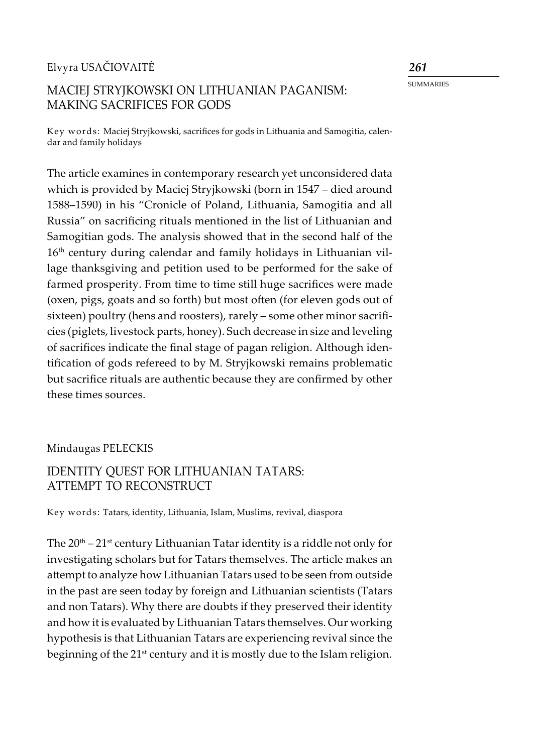Elvyra USAČIOVAITĖ

## MACIEJ STRYJKOWSKI ON LITHUANIAN PAGANISM: MAKING SACRIFICES FOR GODS

Key words: Maciej Stryjkowski, sacrifices for gods in Lithuania and Samogitia, calendar and family holidays

The article examines in contemporary research yet unconsidered data which is provided by Maciej Stryjkowski (born in 1547 – died around 1588–1590) in his "Cronicle of Poland, Lithuania, Samogitia and all Russia" on sacrificing rituals mentioned in the list of Lithuanian and Samogitian gods. The analysis showed that in the second half of the 16th century during calendar and family holidays in Lithuanian village thanksgiving and petition used to be performed for the sake of farmed prosperity. From time to time still huge sacrifices were made (oxen, pigs, goats and so forth) but most often (for eleven gods out of sixteen) poultry (hens and roosters), rarely – some other minor sacrificies (piglets, livestock parts, honey). Such decrease in size and leveling of sacrifices indicate the final stage of pagan religion. Although identification of gods refereed to by M. Stryjkowski remains problematic but sacrifice rituals are authentic because they are confirmed by other these times sources.

Mindaugas PELECKIS

## IDENTITY QUEST FOR LITHUANIAN TATARS: ATTEMPT TO RECONSTRUCT

Key words: Tatars, identity, Lithuania, Islam, Muslims, revival, diaspora

The 20th – 21st century Lithuanian Tatar identity is a riddle not only for investigating scholars but for Tatars themselves. The article makes an attempt to analyze how Lithuanian Tatars used to be seen from outside in the past are seen today by foreign and Lithuanian scientists (Tatars and non Tatars). Why there are doubts if they preserved their identity and how it is evaluated by Lithuanian Tatars themselves. Our working hypothesis is that Lithuanian Tatars are experiencing revival since the beginning of the 21st century and it is mostly due to the Islam religion.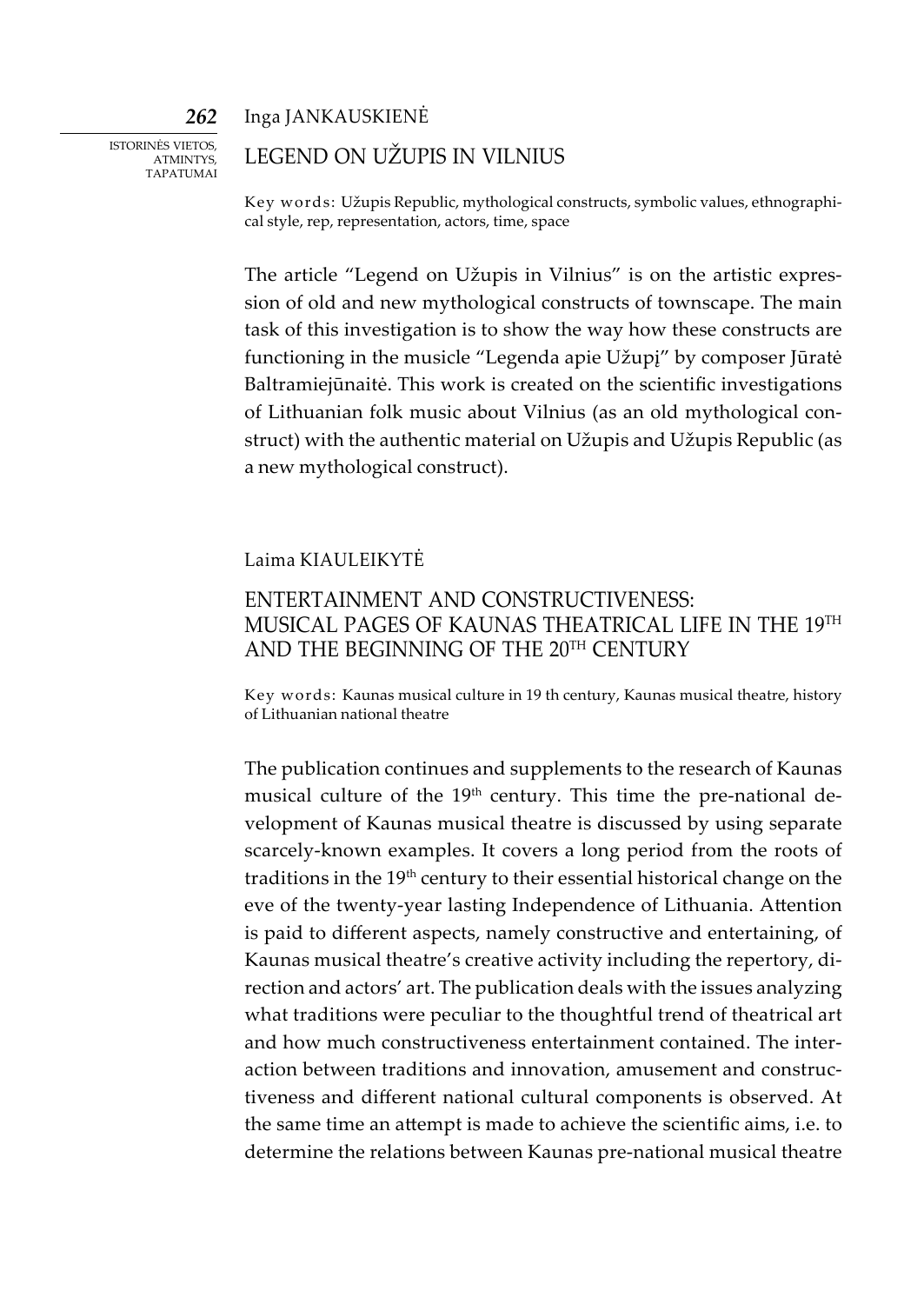Inga JANKAUSKIENĖ

## LEGEND ON UŽUPIS IN VILNIUS

Key words: Užupis Republic, mythological constructs, symbolic values, ethnographical style, rep, representation, actors, time, space

The article "Legend on Užupis in Vilnius" is on the artistic expression of old and new mythological constructs of townscape. The main task of this investigation is to show the way how these constructs are functioning in the musicle "Legenda apie Užupį" by composer Jūratė Baltramiejūnaitė. This work is created on the scientific investigations of Lithuanian folk music about Vilnius (as an old mythological construct) with the authentic material on Užupis and Užupis Republic (as a new mythological construct).

Laima KIAULEIKYTĖ

## ENTERTAINMENT AND CONSTRUCTIVENESS: MUSICAL PAGES OF KAUNAS THEATRICAL LIFE IN THE 19TH AND THE BEGINNING OF THE 20TH CENTURY

Key words: Kaunas musical culture in 19 th century, Kaunas musical theatre, history of Lithuanian national theatre

The publication continues and supplements to the research of Kaunas musical culture of the 19th century. This time the pre-national development of Kaunas musical theatre is discussed by using separate scarcely-known examples. It covers a long period from the roots of traditions in the 19th century to their essential historical change on the eve of the twenty-year lasting Independence of Lithuania. Attention is paid to different aspects, namely constructive and entertaining, of Kaunas musical theatre's creative activity including the repertory, direction and actors' art. The publication deals with the issues analyzing what traditions were peculiar to the thoughtful trend of theatrical art and how much constructiveness entertainment contained. The interaction between traditions and innovation, amusement and constructiveness and different national cultural components is observed. At the same time an attempt is made to achieve the scientific aims, i.e. to determine the relations between Kaunas pre-national musical theatre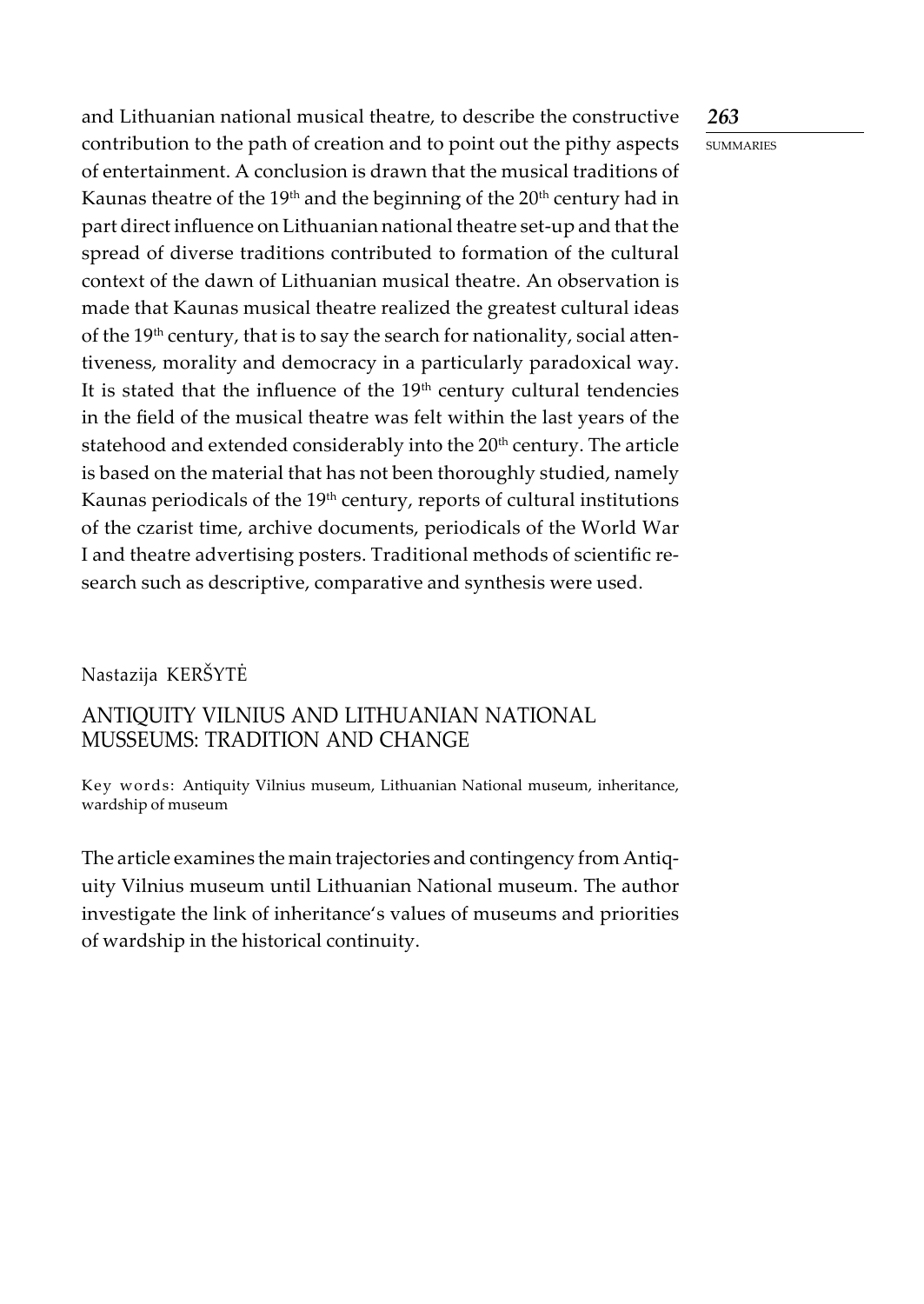and Lithuanian national musical theatre, to describe the constructive contribution to the path of creation and to point out the pithy aspects of entertainment. A conclusion is drawn that the musical traditions of Kaunas theatre of the 19th and the beginning of the 20th century had in part direct influence on Lithuanian national theatre set-up and that the spread of diverse traditions contributed to formation of the cultural context of the dawn of Lithuanian musical theatre. An observation is made that Kaunas musical theatre realized the greatest cultural ideas of the 19th century, that is to say the search for nationality, social attentiveness, morality and democracy in a particularly paradoxical way. It is stated that the influence of the 19th century cultural tendencies in the field of the musical theatre was felt within the last years of the statehood and extended considerably into the 20th century. The article is based on the material that has not been thoroughly studied, namely Kaunas periodicals of the 19th century, reports of cultural institutions of the czarist time, archive documents, periodicals of the World War I and theatre advertising posters. Traditional methods of scientific research such as descriptive, comparative and synthesis were used.

Nastazija KERŠYTĖ

## ANTIQUITY VILNIUS AND LITHUANIAN NATIONAL MUSSEUMS: TRADITION AND CHANGE

Key words: Antiquity Vilnius museum, Lithuanian National museum, inheritance, wardship of museum

The article examines the main trajectories and contingency from Antiquity Vilnius museum until Lithuanian National museum. The author investigate the link of inheritance's values of museums and priorities of wardship in the historical continuity.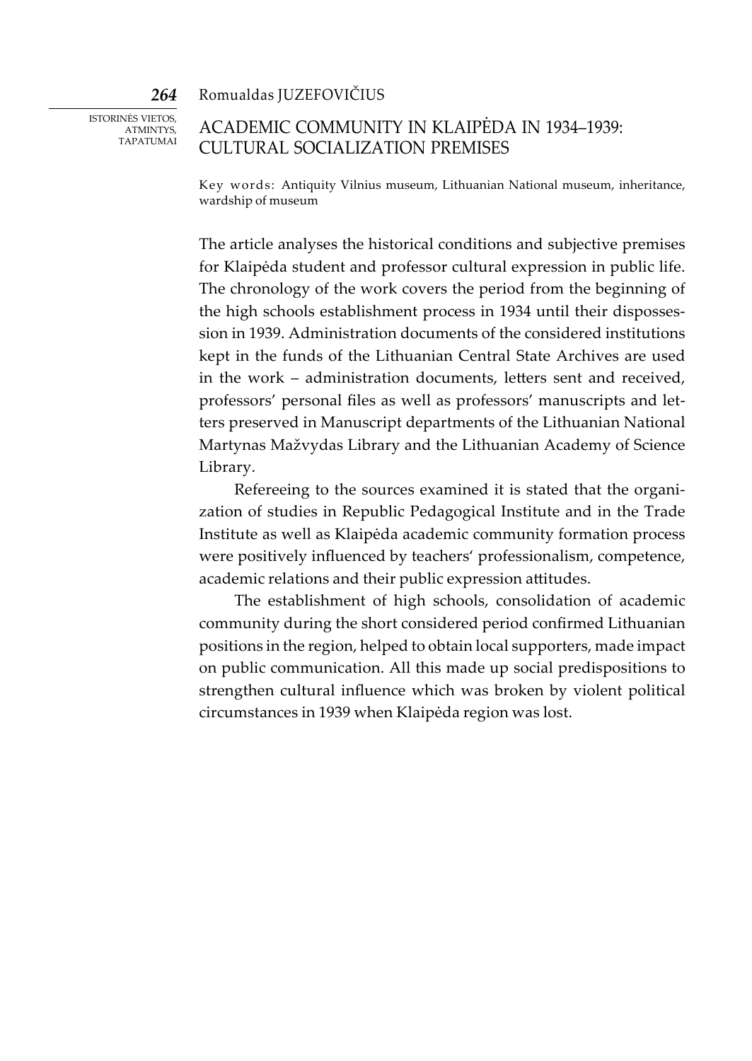Romualdas JUZEFOVIČIUS

## ACADEMIC COMMUNITY IN KLAIPĖDA IN 1934–1939: CULTURAL SOCIALIZATION PREMISES

Key words: Antiquity Vilnius museum, Lithuanian National museum, inheritance, wardship of museum

The article analyses the historical conditions and subjective premises for Klaipėda student and professor cultural expression in public life. The chronology of the work covers the period from the beginning of the high schools establishment process in 1934 until their dispossession in 1939. Administration documents of the considered institutions kept in the funds of the Lithuanian Central State Archives are used in the work – administration documents, letters sent and received, professors' personal files as well as professors' manuscripts and letters preserved in Manuscript departments of the Lithuanian National Martynas Mažvydas Library and the Lithuanian Academy of Science Library.

Refereeing to the sources examined it is stated that the organization of studies in Republic Pedagogical Institute and in the Trade Institute as well as Klaipėda academic community formation process were positively influenced by teachers' professionalism, competence, academic relations and their public expression attitudes.

The establishment of high schools, consolidation of academic community during the short considered period confirmed Lithuanian positions in the region, helped to obtain local supporters, made impact on public communication. All this made up social predispositions to strengthen cultural influence which was broken by violent political circumstances in 1939 when Klaipėda region was lost.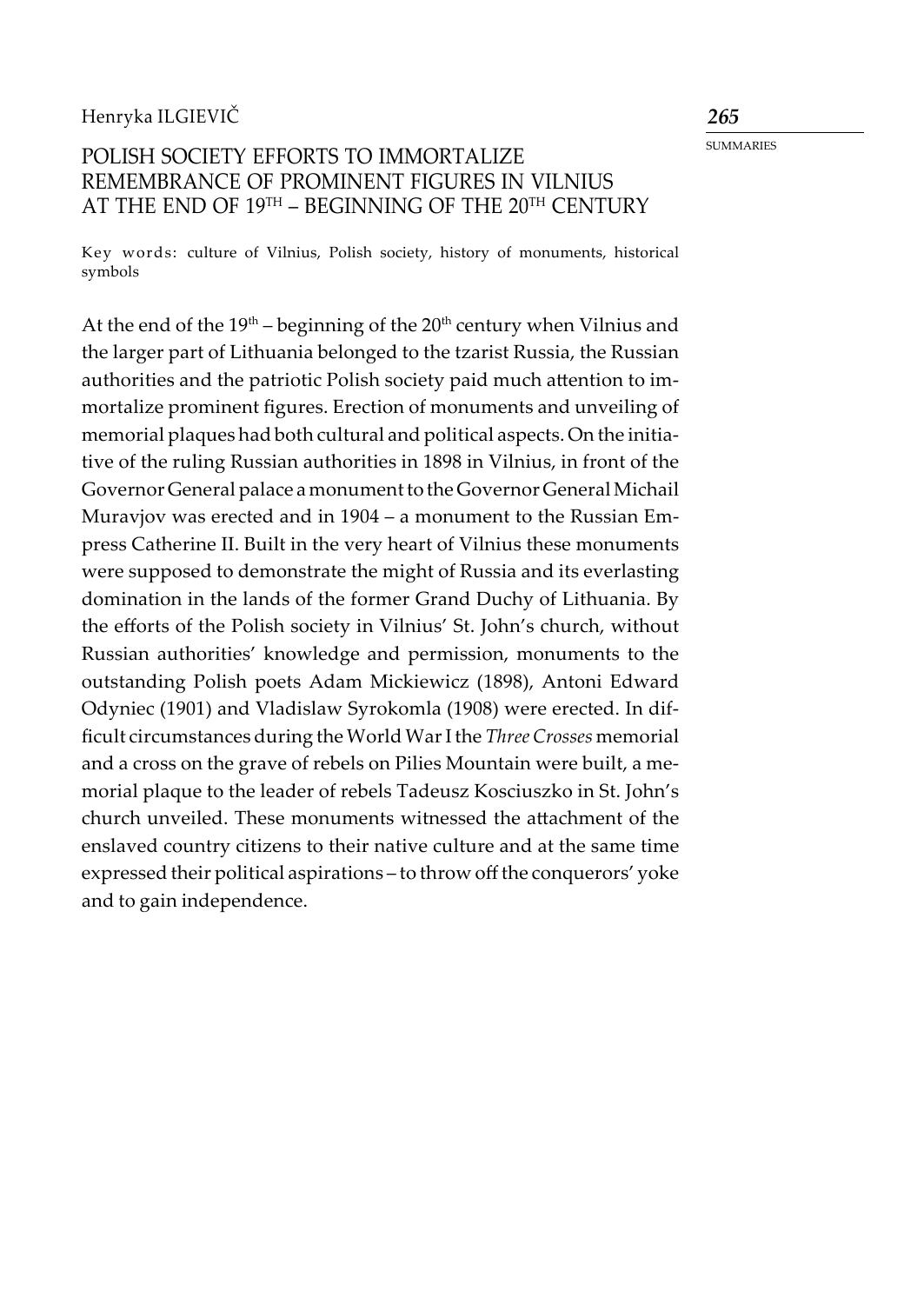Henryka ILGIEVIČ

# POLISH SOCIETY EFFORTS TO IMMORTALIZE REMEMBRANCE OF PROMINENT FIGURES IN VILNIUS AT THE END OF 19TH – BEGINNING OF THE 20TH CENTURY

Key words: culture of Vilnius, Polish society, history of monuments, historical symbols

At the end of the 19th – beginning of the 20th century when Vilnius and the larger part of Lithuania belonged to the tzarist Russia, the Russian authorities and the patriotic Polish society paid much attention to immortalize prominent figures. Erection of monuments and unveiling of memorial plaques had both cultural and political aspects. On the initiative of the ruling Russian authorities in 1898 in Vilnius, in front of the Governor General palace a monument to the Governor General Michail Muravjov was erected and in 1904 – a monument to the Russian Empress Catherine II. Built in the very heart of Vilnius these monuments were supposed to demonstrate the might of Russia and its everlasting domination in the lands of the former Grand Duchy of Lithuania. By the efforts of the Polish society in Vilnius' St. John's church, without Russian authorities' knowledge and permission, monuments to the outstanding Polish poets Adam Mickiewicz (1898), Antoni Edward Odyniec (1901) and Vladislaw Syrokomla (1908) were erected. In difficult circumstances during the World War I the *Three Crosses* memorial and a cross on the grave of rebels on Pilies Mountain were built, a memorial plaque to the leader of rebels Tadeusz Kosciuszko in St. John's church unveiled. These monuments witnessed the attachment of the enslaved country citizens to their native culture and at the same time expressed their political aspirations – to throw off the conquerors' yoke and to gain independence.